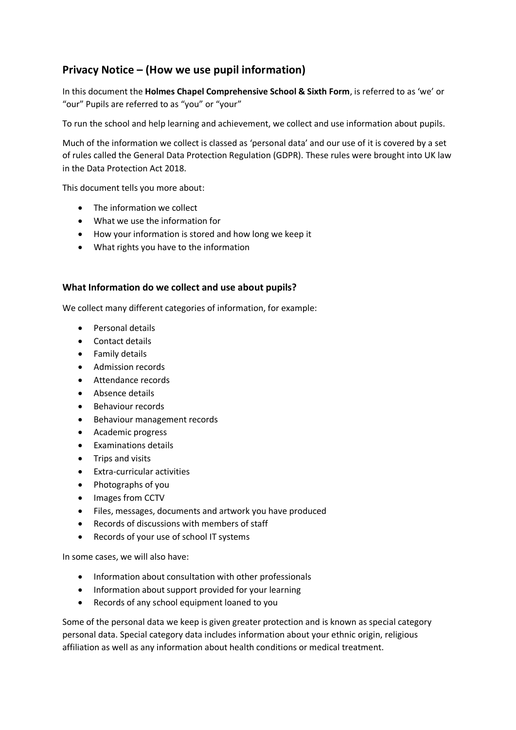## Privacy Notice – (How we use pupil information)

In this document the **Holmes Chapel Comprehensive School & Sixth Form**, is referred to as 'we' or "our" Pupils are referred to as "you" or "your"

To run the school and help learning and achievement, we collect and use information about pupils.

Much of the information we collect is classed as 'personal data' and our use of it is covered by a set of rules called the General Data Protection Regulation (GDPR). These rules were brought into UK law in the Data Protection Act 2018.

This document tells you more about:

- The information we collect
- What we use the information for
- How your information is stored and how long we keep it
- What rights you have to the information

### What Information do we collect and use about pupils?

We collect many different categories of information, for example:

- Personal details
- Contact details
- Family details
- Admission records
- Attendance records
- Absence details
- Behaviour records
- Behaviour management records
- Academic progress
- Examinations details
- Trips and visits
- Extra-curricular activities
- Photographs of you
- Images from CCTV
- Files, messages, documents and artwork you have produced
- Records of discussions with members of staff
- Records of your use of school IT systems

In some cases, we will also have:

- Information about consultation with other professionals
- Information about support provided for your learning
- Records of any school equipment loaned to you

Some of the personal data we keep is given greater protection and is known as special category personal data. Special category data includes information about your ethnic origin, religious affiliation as well as any information about health conditions or medical treatment.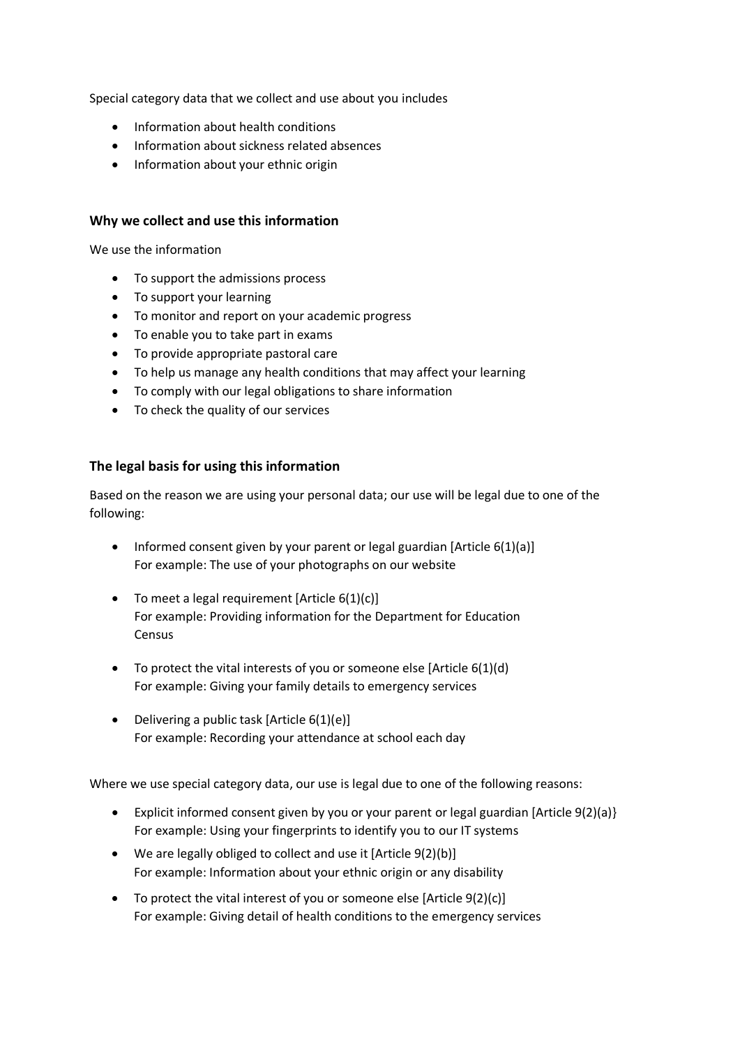Special category data that we collect and use about you includes

- Information about health conditions
- Information about sickness related absences
- Information about your ethnic origin

### Why we collect and use this information

We use the information

- To support the admissions process
- To support your learning
- To monitor and report on your academic progress
- To enable you to take part in exams
- To provide appropriate pastoral care
- To help us manage any health conditions that may affect your learning
- To comply with our legal obligations to share information
- To check the quality of our services

### The legal basis for using this information

Based on the reason we are using your personal data; our use will be legal due to one of the following:

- Informed consent given by your parent or legal guardian [Article 6(1)(a)]
  For example: The use of your photographs on our website

- To meet a legal requirement [Article 6(1)(c)]
  For example: Providing information for the Department for Education Census

- To protect the vital interests of you or someone else [Article 6(1)(d)
  For example: Giving your family details to emergency services

- Delivering a public task [Article 6(1)(e)]
  For example: Recording your attendance at school each day

Where we use special category data, our use is legal due to one of the following reasons:

- Explicit informed consent given by you or your parent or legal guardian [Article 9(2)(a)}
  For example: Using your fingerprints to identify you to our IT systems
- We are legally obliged to collect and use it [Article 9(2)(b)]
  For example: Information about your ethnic origin or any disability
- To protect the vital interest of you or someone else [Article 9(2)(c)]
  For example: Giving detail of health conditions to the emergency services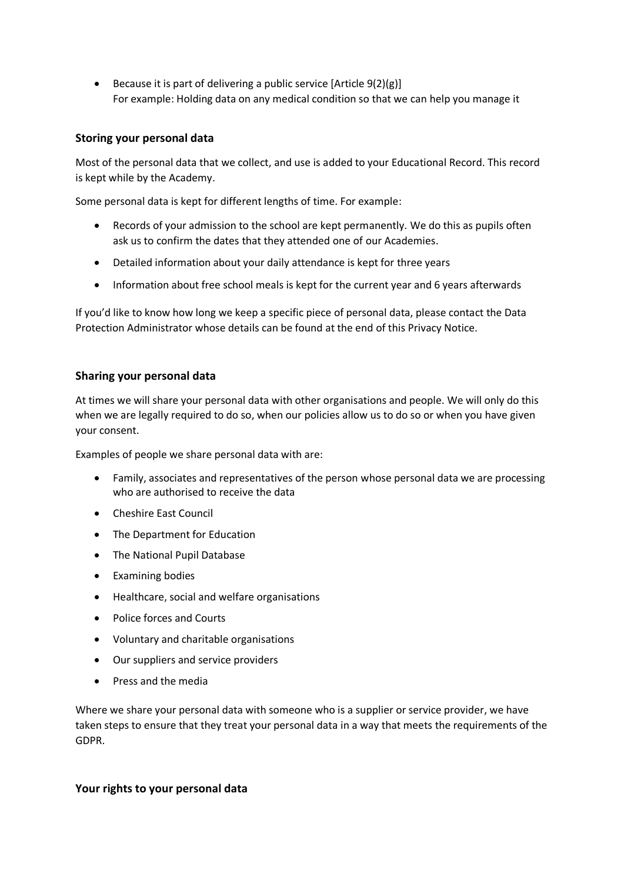- Because it is part of delivering a public service [Article 9(2)(g)]
  For example: Holding data on any medical condition so that we can help you manage it

### Storing your personal data

Most of the personal data that we collect, and use is added to your Educational Record. This record is kept while by the Academy.

Some personal data is kept for different lengths of time. For example:

- Records of your admission to the school are kept permanently. We do this as pupils often ask us to confirm the dates that they attended one of our Academies.
- Detailed information about your daily attendance is kept for three years
- Information about free school meals is kept for the current year and 6 years afterwards

If you'd like to know how long we keep a specific piece of personal data, please contact the Data Protection Administrator whose details can be found at the end of this Privacy Notice.

### Sharing your personal data

At times we will share your personal data with other organisations and people. We will only do this when we are legally required to do so, when our policies allow us to do so or when you have given your consent.

Examples of people we share personal data with are:

- Family, associates and representatives of the person whose personal data we are processing who are authorised to receive the data
- Cheshire East Council
- The Department for Education
- The National Pupil Database
- Examining bodies
- Healthcare, social and welfare organisations
- Police forces and Courts
- Voluntary and charitable organisations
- Our suppliers and service providers
- Press and the media

Where we share your personal data with someone who is a supplier or service provider, we have taken steps to ensure that they treat your personal data in a way that meets the requirements of the GDPR.

### Your rights to your personal data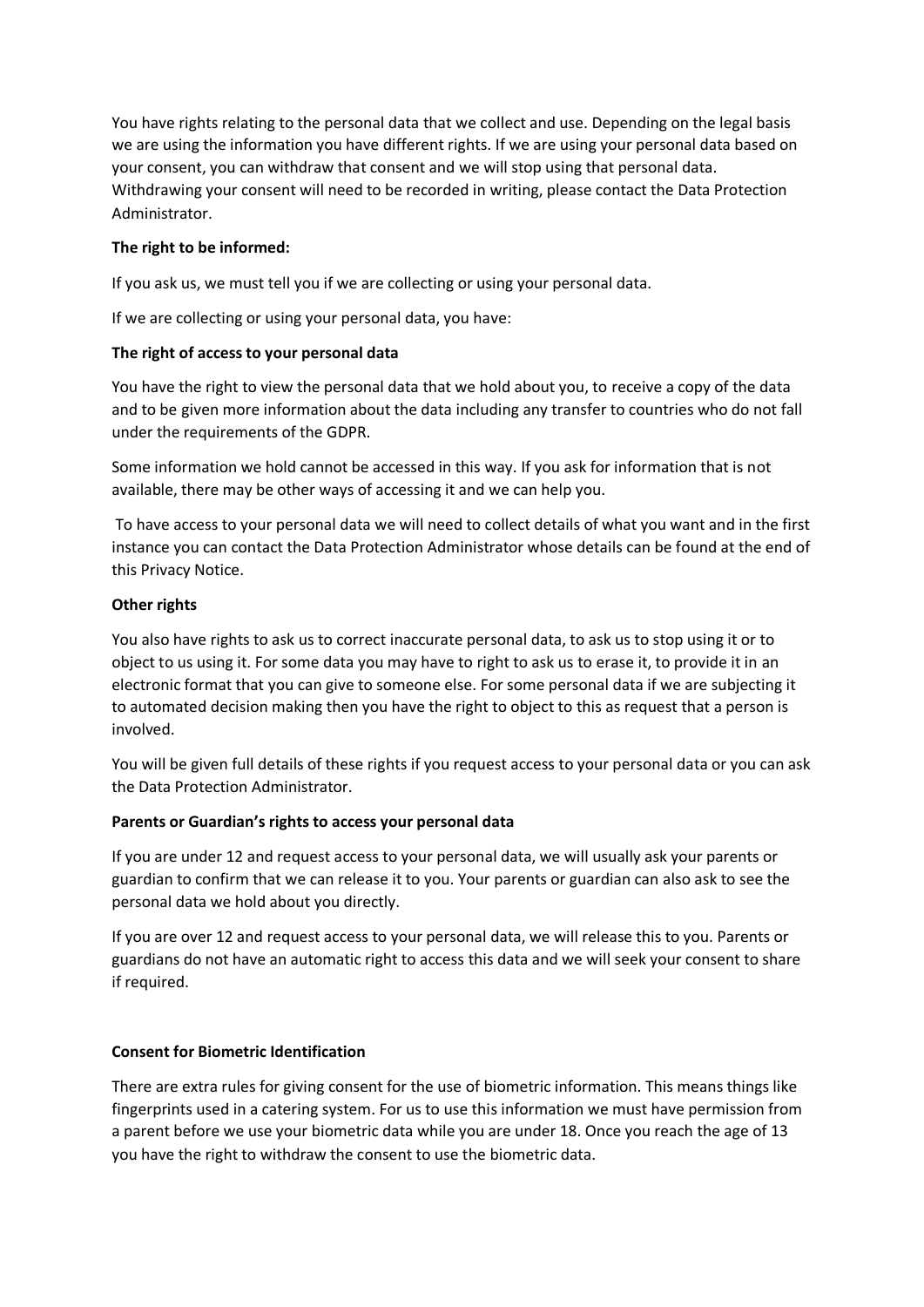You have rights relating to the personal data that we collect and use. Depending on the legal basis we are using the information you have different rights. If we are using your personal data based on your consent, you can withdraw that consent and we will stop using that personal data. Withdrawing your consent will need to be recorded in writing, please contact the Data Protection Administrator.

**The right to be informed:**

If you ask us, we must tell you if we are collecting or using your personal data.

If we are collecting or using your personal data, you have:

**The right of access to your personal data**

You have the right to view the personal data that we hold about you, to receive a copy of the data and to be given more information about the data including any transfer to countries who do not fall under the requirements of the GDPR.

Some information we hold cannot be accessed in this way. If you ask for information that is not available, there may be other ways of accessing it and we can help you.

To have access to your personal data we will need to collect details of what you want and in the first instance you can contact the Data Protection Administrator whose details can be found at the end of this Privacy Notice.

**Other rights**

You also have rights to ask us to correct inaccurate personal data, to ask us to stop using it or to object to us using it. For some data you may have to right to ask us to erase it, to provide it in an electronic format that you can give to someone else. For some personal data if we are subjecting it to automated decision making then you have the right to object to this as request that a person is involved.

You will be given full details of these rights if you request access to your personal data or you can ask the Data Protection Administrator.

**Parents or Guardian's rights to access your personal data**

If you are under 12 and request access to your personal data, we will usually ask your parents or guardian to confirm that we can release it to you. Your parents or guardian can also ask to see the personal data we hold about you directly.

If you are over 12 and request access to your personal data, we will release this to you. Parents or guardians do not have an automatic right to access this data and we will seek your consent to share if required.

**Consent for Biometric Identification**

There are extra rules for giving consent for the use of biometric information. This means things like fingerprints used in a catering system. For us to use this information we must have permission from a parent before we use your biometric data while you are under 18. Once you reach the age of 13 you have the right to withdraw the consent to use the biometric data.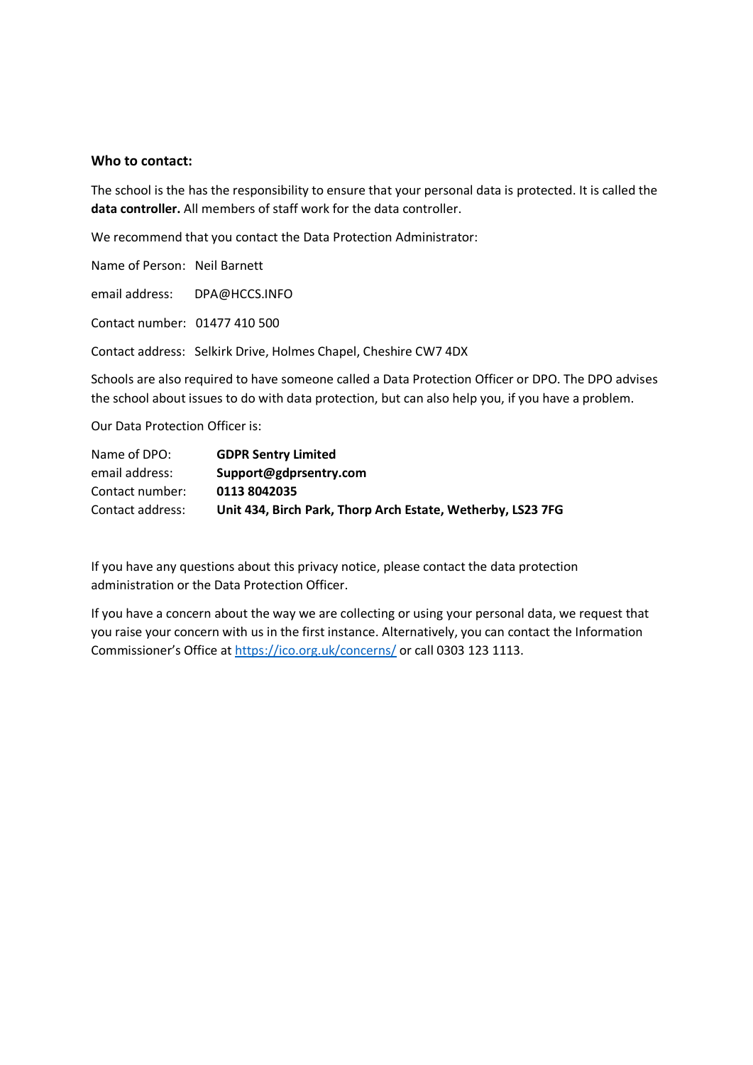**Who to contact:**

The school is the has the responsibility to ensure that your personal data is protected. It is called the **data controller.** All members of staff work for the data controller.

We recommend that you contact the Data Protection Administrator:

Name of Person: Neil Barnett

email address: DPA@HCCS.INFO

Contact number: 01477 410 500

Contact address: Selkirk Drive, Holmes Chapel, Cheshire CW7 4DX

Schools are also required to have someone called a Data Protection Officer or DPO. The DPO advises the school about issues to do with data protection, but can also help you, if you have a problem.

Our Data Protection Officer is:

| | |
|---|---|
| Name of DPO: | **GDPR Sentry Limited** |
| email address: | **Support@gdprsentry.com** |
| Contact number: | **0113 8042035** |
| Contact address: | **Unit 434, Birch Park, Thorp Arch Estate, Wetherby, LS23 7FG** |

If you have any questions about this privacy notice, please contact the data protection administration or the Data Protection Officer.

If you have a concern about the way we are collecting or using your personal data, we request that you raise your concern with us in the first instance. Alternatively, you can contact the Information Commissioner's Office at https://ico.org.uk/concerns/ or call 0303 123 1113.